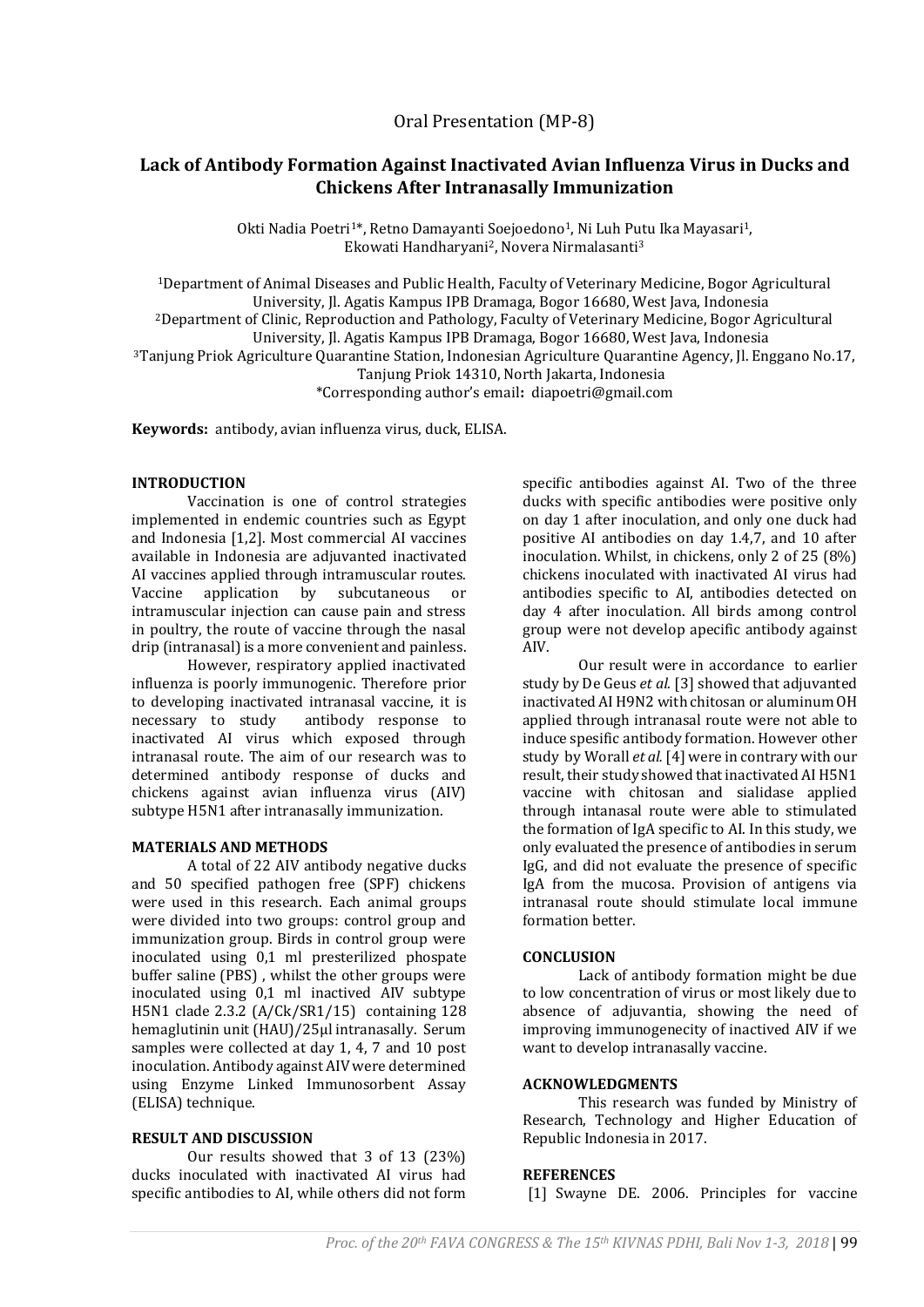Oral Presentation (MP-8)

# Lack of Antibody Formation Against Inactivated Avian Influenza Virus in Ducks and Chickens After Intranasally Immunization

Okti Nadia Poetri[1]*, Retno Damayanti Soejoedono[1], Ni Luh Putu Ika Mayasari[1], Ekowati Handharyani[2], Novera Nirmalasanti[3]

[1]Department of Animal Diseases and Public Health, Faculty of Veterinary Medicine, Bogor Agricultural University, Jl. Agatis Kampus IPB Dramaga, Bogor 16680, West Java, Indonesia
[2]Department of Clinic, Reproduction and Pathology, Faculty of Veterinary Medicine, Bogor Agricultural University, Jl. Agatis Kampus IPB Dramaga, Bogor 16680, West Java, Indonesia
[3]Tanjung Priok Agriculture Quarantine Station, Indonesian Agriculture Quarantine Agency, Jl. Enggano No.17, Tanjung Priok 14310, North Jakarta, Indonesia
*Corresponding author's email: diapoetri@gmail.com

**Keywords:** antibody, avian influenza virus, duck, ELISA.

## INTRODUCTION

Vaccination is one of control strategies implemented in endemic countries such as Egypt and Indonesia [1,2]. Most commercial AI vaccines available in Indonesia are adjuvanted inactivated AI vaccines applied through intramuscular routes. Vaccine application by subcutaneous or intramuscular injection can cause pain and stress in poultry, the route of vaccine through the nasal drip (intranasal) is a more convenient and painless.

However, respiratory applied inactivated influenza is poorly immunogenic. Therefore prior to developing inactivated intranasal vaccine, it is necessary to study antibody response to inactivated AI virus which exposed through intranasal route. The aim of our research was to determined antibody response of ducks and chickens against avian influenza virus (AIV) subtype H5N1 after intranasally immunization.

## MATERIALS AND METHODS

A total of 22 AIV antibody negative ducks and 50 specified pathogen free (SPF) chickens were used in this research. Each animal groups were divided into two groups: control group and immunization group. Birds in control group were inoculated using 0,1 ml presterilized phospate buffer saline (PBS) , whilst the other groups were inoculated using 0,1 ml inactived AIV subtype H5N1 clade 2.3.2 (A/Ck/SR1/15) containing 128 hemaglutinin unit (HAU)/25µl intranasally. Serum samples were collected at day 1, 4, 7 and 10 post inoculation. Antibody against AIV were determined using Enzyme Linked Immunosorbent Assay (ELISA) technique.

## RESULT AND DISCUSSION

Our results showed that 3 of 13 (23%) ducks inoculated with inactivated AI virus had specific antibodies to AI, while others did not form specific antibodies against AI. Two of the three ducks with specific antibodies were positive only on day 1 after inoculation, and only one duck had positive AI antibodies on day 1.4,7, and 10 after inoculation. Whilst, in chickens, only 2 of 25 (8%) chickens inoculated with inactivated AI virus had antibodies specific to AI, antibodies detected on day 4 after inoculation. All birds among control group were not develop apecific antibody against AIV.

Our result were in accordance to earlier study by De Geus *et al.* [3] showed that adjuvanted inactivated AI H9N2 with chitosan or aluminum OH applied through intranasal route were not able to induce spesific antibody formation. However other study by Worall *et al.* [4] were in contrary with our result, their study showed that inactivated AI H5N1 vaccine with chitosan and sialidase applied through intanasal route were able to stimulated the formation of IgA specific to AI. In this study, we only evaluated the presence of antibodies in serum IgG, and did not evaluate the presence of specific IgA from the mucosa. Provision of antigens via intranasal route should stimulate local immune formation better.

## CONCLUSION

Lack of antibody formation might be due to low concentration of virus or most likely due to absence of adjuvantia, showing the need of improving immunogenecity of inactived AIV if we want to develop intranasally vaccine.

## ACKNOWLEDGMENTS

This research was funded by Ministry of Research, Technology and Higher Education of Republic Indonesia in 2017.

## REFERENCES

[1] Swayne DE. 2006. Principles for vaccine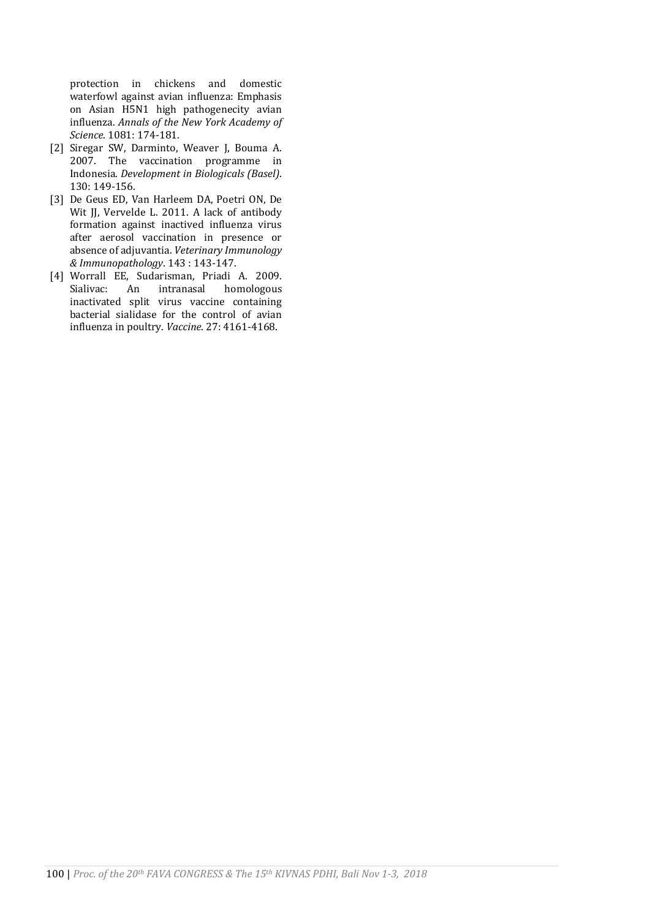protection in chickens and domestic waterfowl against avian influenza: Emphasis on Asian H5N1 high pathogenecity avian influenza. *Annals of the New York Academy of Science*. 1081: 174-181.

[2] Siregar SW, Darminto, Weaver J, Bouma A. 2007. The vaccination programme in Indonesia. *Development in Biologicals (Basel)*. 130: 149-156.

[3] De Geus ED, Van Harleem DA, Poetri ON, De Wit JJ, Vervelde L. 2011. A lack of antibody formation against inactived influenza virus after aerosol vaccination in presence or absence of adjuvantia. *Veterinary Immunology & Immunopathology*. 143 : 143-147.

[4] Worrall EE, Sudarisman, Priadi A. 2009. Sialivac: An intranasal homologous inactivated split virus vaccine containing bacterial sialidase for the control of avian influenza in poultry. *Vaccine*. 27: 4161-4168.